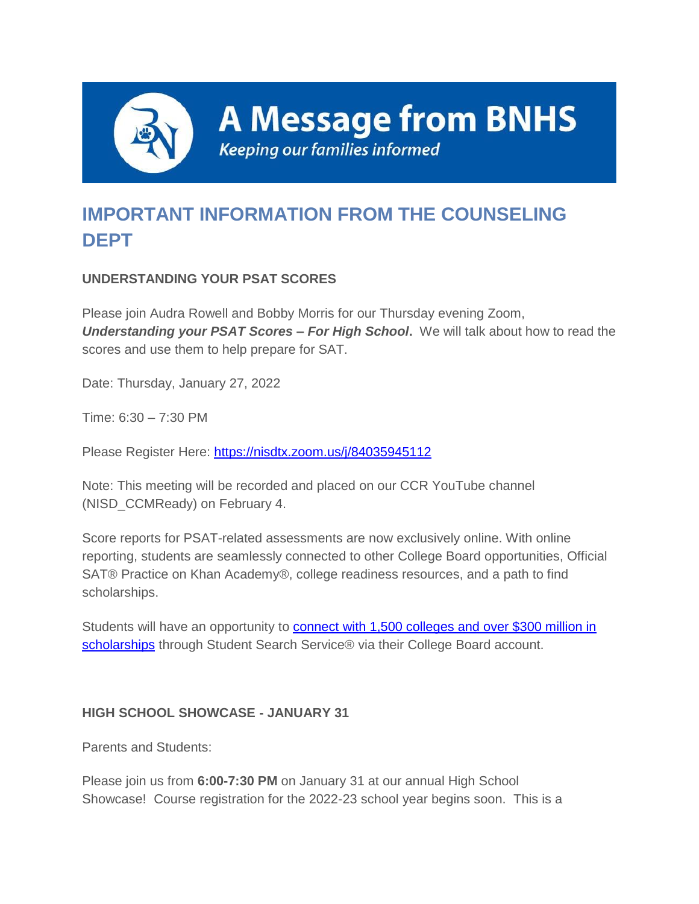# A Message from BNHS

*Keeping our families informed*

## IMPORTANT INFORMATION FROM THE COUNSELING DEPT

### UNDERSTANDING YOUR PSAT SCORES

Please join Audra Rowell and Bobby Morris for our Thursday evening Zoom, ***Understanding your PSAT Scores – For High School*****.** We will talk about how to read the scores and use them to help prepare for SAT.

Date: Thursday, January 27, 2022

Time: 6:30 – 7:30 PM

Please Register Here: https://nisdtx.zoom.us/j/84035945112

Note: This meeting will be recorded and placed on our CCR YouTube channel (NISD_CCMReady) on February 4.

Score reports for PSAT-related assessments are now exclusively online. With online reporting, students are seamlessly connected to other College Board opportunities, Official SAT® Practice on Khan Academy®, college readiness resources, and a path to find scholarships.

Students will have an opportunity to connect with 1,500 colleges and over $300 million in scholarships through Student Search Service® via their College Board account.

### HIGH SCHOOL SHOWCASE - JANUARY 31

Parents and Students:

Please join us from **6:00-7:30 PM** on January 31 at our annual High School Showcase! Course registration for the 2022-23 school year begins soon. This is a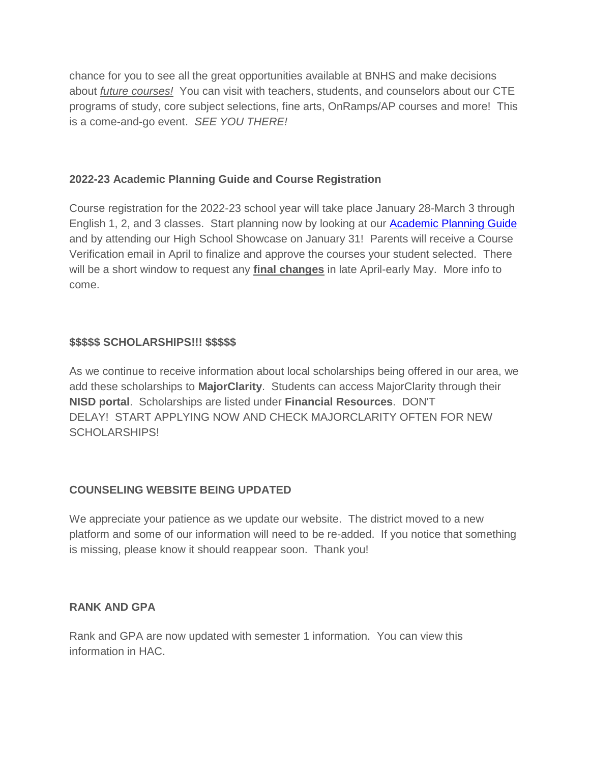chance for you to see all the great opportunities available at BNHS and make decisions about *future courses!* You can visit with teachers, students, and counselors about our CTE programs of study, core subject selections, fine arts, OnRamps/AP courses and more! This is a come-and-go event. *SEE YOU THERE!*

**2022-23 Academic Planning Guide and Course Registration**

Course registration for the 2022-23 school year will take place January 28-March 3 through English 1, 2, and 3 classes. Start planning now by looking at our Academic Planning Guide and by attending our High School Showcase on January 31! Parents will receive a Course Verification email in April to finalize and approve the courses your student selected. There will be a short window to request any **final changes** in late April-early May. More info to come.

**$$$$$ SCHOLARSHIPS!!! $$$$$**

As we continue to receive information about local scholarships being offered in our area, we add these scholarships to **MajorClarity**. Students can access MajorClarity through their **NISD portal**. Scholarships are listed under **Financial Resources**. DON'T DELAY! START APPLYING NOW AND CHECK MAJORCLARITY OFTEN FOR NEW SCHOLARSHIPS!

**COUNSELING WEBSITE BEING UPDATED**

We appreciate your patience as we update our website. The district moved to a new platform and some of our information will need to be re-added. If you notice that something is missing, please know it should reappear soon. Thank you!

**RANK AND GPA**

Rank and GPA are now updated with semester 1 information. You can view this information in HAC.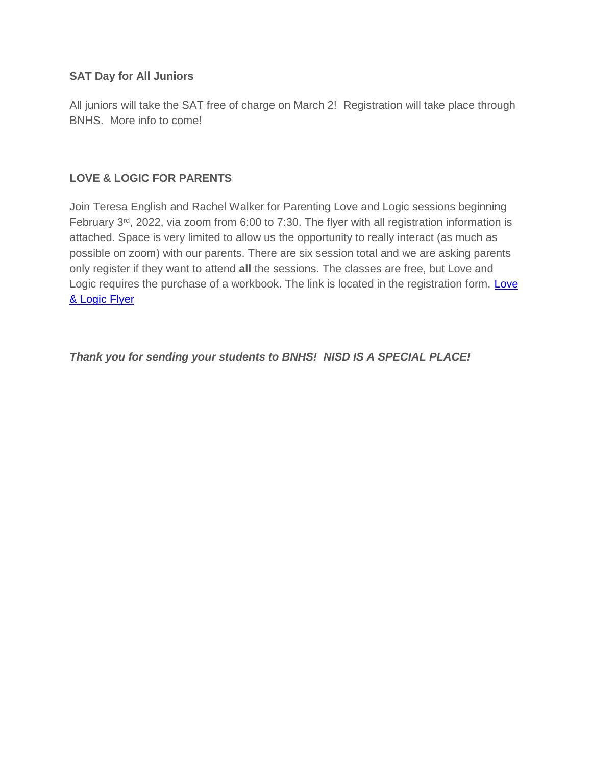**SAT Day for All Juniors**

All juniors will take the SAT free of charge on March 2! Registration will take place through BNHS. More info to come!

**LOVE & LOGIC FOR PARENTS**

Join Teresa English and Rachel Walker for Parenting Love and Logic sessions beginning February 3rd, 2022, via zoom from 6:00 to 7:30. The flyer with all registration information is attached. Space is very limited to allow us the opportunity to really interact (as much as possible on zoom) with our parents. There are six session total and we are asking parents only register if they want to attend **all** the sessions. The classes are free, but Love and Logic requires the purchase of a workbook. The link is located in the registration form. Love & Logic Flyer

***Thank you for sending your students to BNHS! NISD IS A SPECIAL PLACE!***